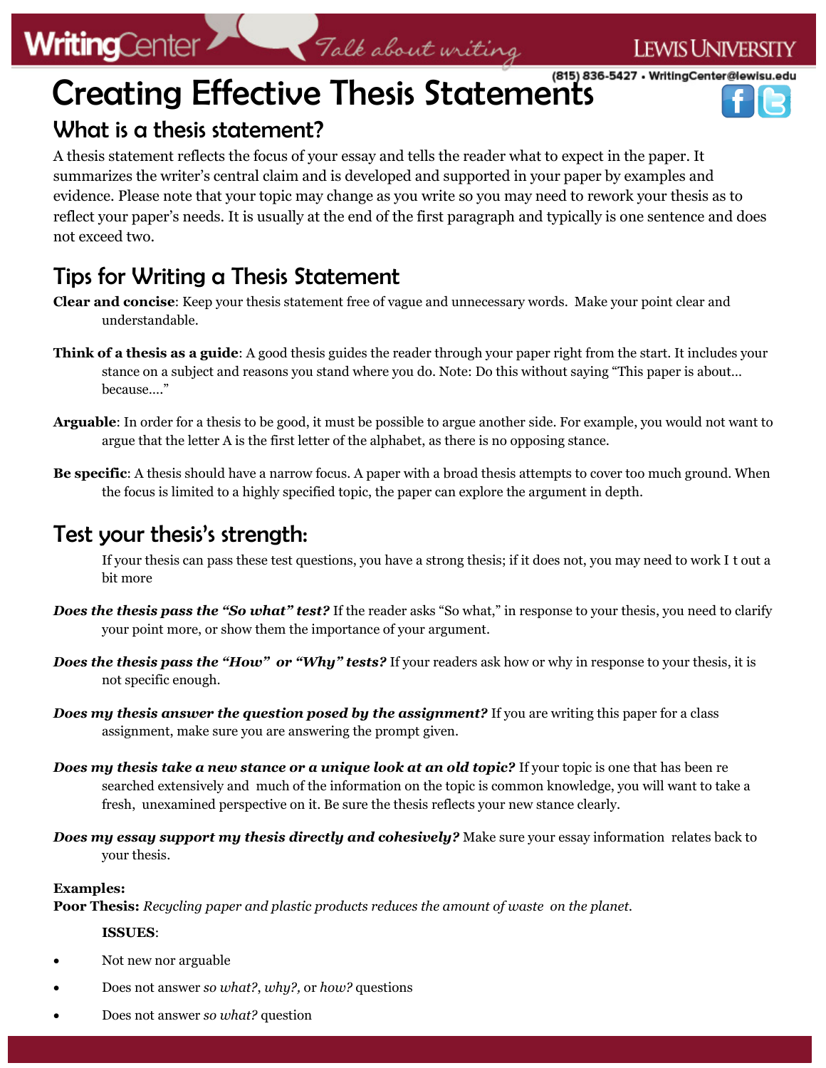# Creating Effective Thesis Statements

## What is a thesis statement?

A thesis statement reflects the focus of your essay and tells the reader what to expect in the paper. It summarizes the writer's central claim and is developed and supported in your paper by examples and evidence. Please note that your topic may change as you write so you may need to rework your thesis as to reflect your paper's needs. It is usually at the end of the first paragraph and typically is one sentence and does not exceed two.

## Tips for Writing a Thesis Statement

**Clear and concise**: Keep your thesis statement free of vague and unnecessary words. Make your point clear and understandable.

**Think of a thesis as a guide**: A good thesis guides the reader through your paper right from the start. It includes your stance on a subject and reasons you stand where you do. Note: Do this without saying "This paper is about… because…."

**Arguable**: In order for a thesis to be good, it must be possible to argue another side. For example, you would not want to argue that the letter A is the first letter of the alphabet, as there is no opposing stance.

**Be specific**: A thesis should have a narrow focus. A paper with a broad thesis attempts to cover too much ground. When the focus is limited to a highly specified topic, the paper can explore the argument in depth.

## Test your thesis's strength:

If your thesis can pass these test questions, you have a strong thesis; if it does not, you may need to work I t out a bit more

***Does the thesis pass the "So what" test?*** If the reader asks "So what," in response to your thesis, you need to clarify your point more, or show them the importance of your argument.

***Does the thesis pass the "How" or "Why" tests?*** If your readers ask how or why in response to your thesis, it is not specific enough.

***Does my thesis answer the question posed by the assignment?*** If you are writing this paper for a class assignment, make sure you are answering the prompt given.

***Does my thesis take a new stance or a unique look at an old topic?*** If your topic is one that has been re searched extensively and much of the information on the topic is common knowledge, you will want to take a fresh, unexamined perspective on it. Be sure the thesis reflects your new stance clearly.

***Does my essay support my thesis directly and cohesively?*** Make sure your essay information relates back to your thesis.

**Examples:**

**Poor Thesis:** *Recycling paper and plastic products reduces the amount of waste on the planet.*

**ISSUES**:

- Not new nor arguable
- Does not answer *so what?*, *why?*, or *how?* questions
- Does not answer *so what?* question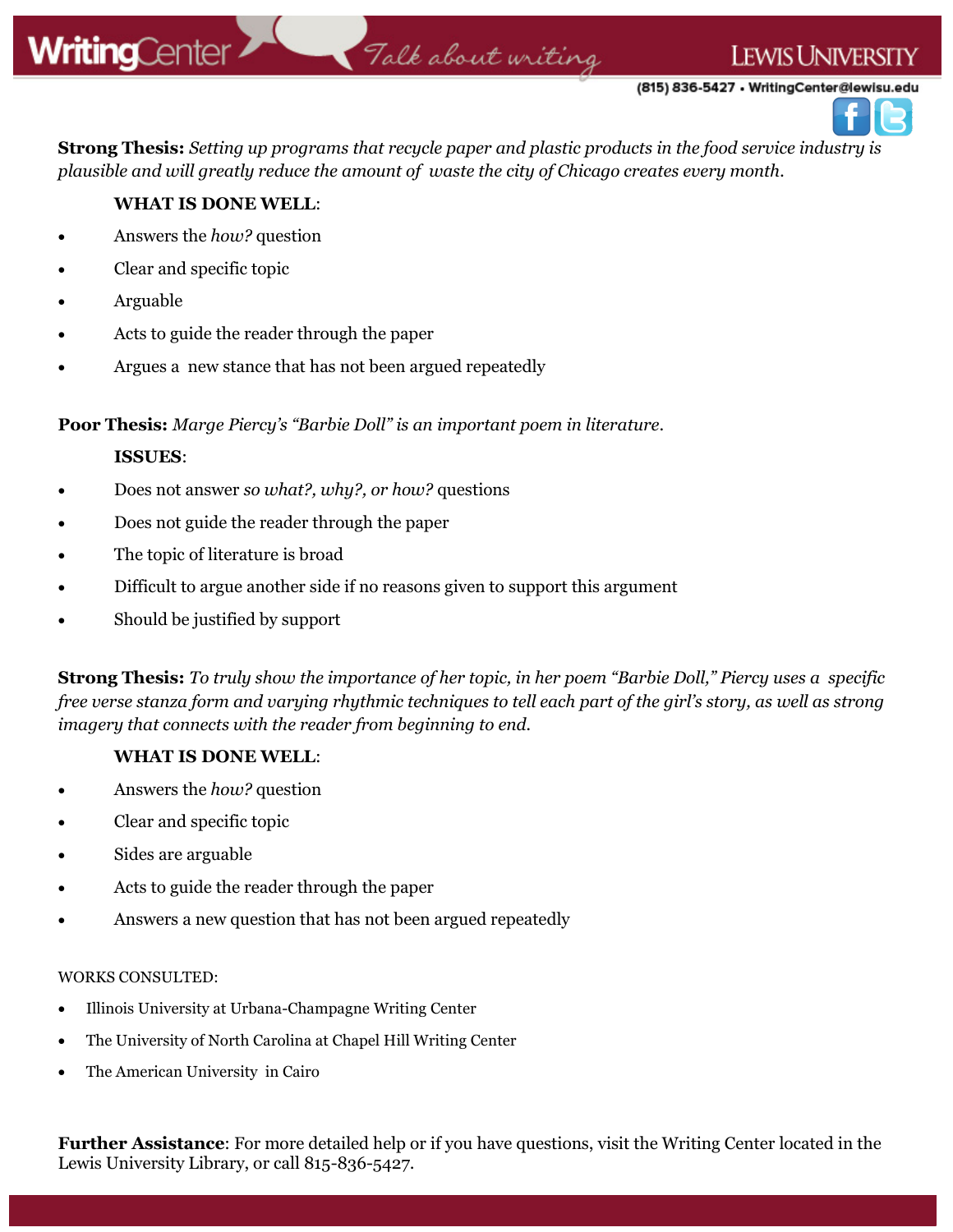**Strong Thesis:** *Setting up programs that recycle paper and plastic products in the food service industry is plausible and will greatly reduce the amount of waste the city of Chicago creates every month.*

**WHAT IS DONE WELL**:

- Answers the *how?* question
- Clear and specific topic
- Arguable
- Acts to guide the reader through the paper
- Argues a new stance that has not been argued repeatedly

**Poor Thesis:** *Marge Piercy's "Barbie Doll" is an important poem in literature.*

**ISSUES**:

- Does not answer *so what?, why?, or how?* questions
- Does not guide the reader through the paper
- The topic of literature is broad
- Difficult to argue another side if no reasons given to support this argument
- Should be justified by support

**Strong Thesis:** *To truly show the importance of her topic, in her poem "Barbie Doll," Piercy uses a specific free verse stanza form and varying rhythmic techniques to tell each part of the girl's story, as well as strong imagery that connects with the reader from beginning to end.*

**WHAT IS DONE WELL**:

- Answers the *how?* question
- Clear and specific topic
- Sides are arguable
- Acts to guide the reader through the paper
- Answers a new question that has not been argued repeatedly

WORKS CONSULTED:

- Illinois University at Urbana-Champagne Writing Center
- The University of North Carolina at Chapel Hill Writing Center
- The American University in Cairo

**Further Assistance**: For more detailed help or if you have questions, visit the Writing Center located in the Lewis University Library, or call 815-836-5427.